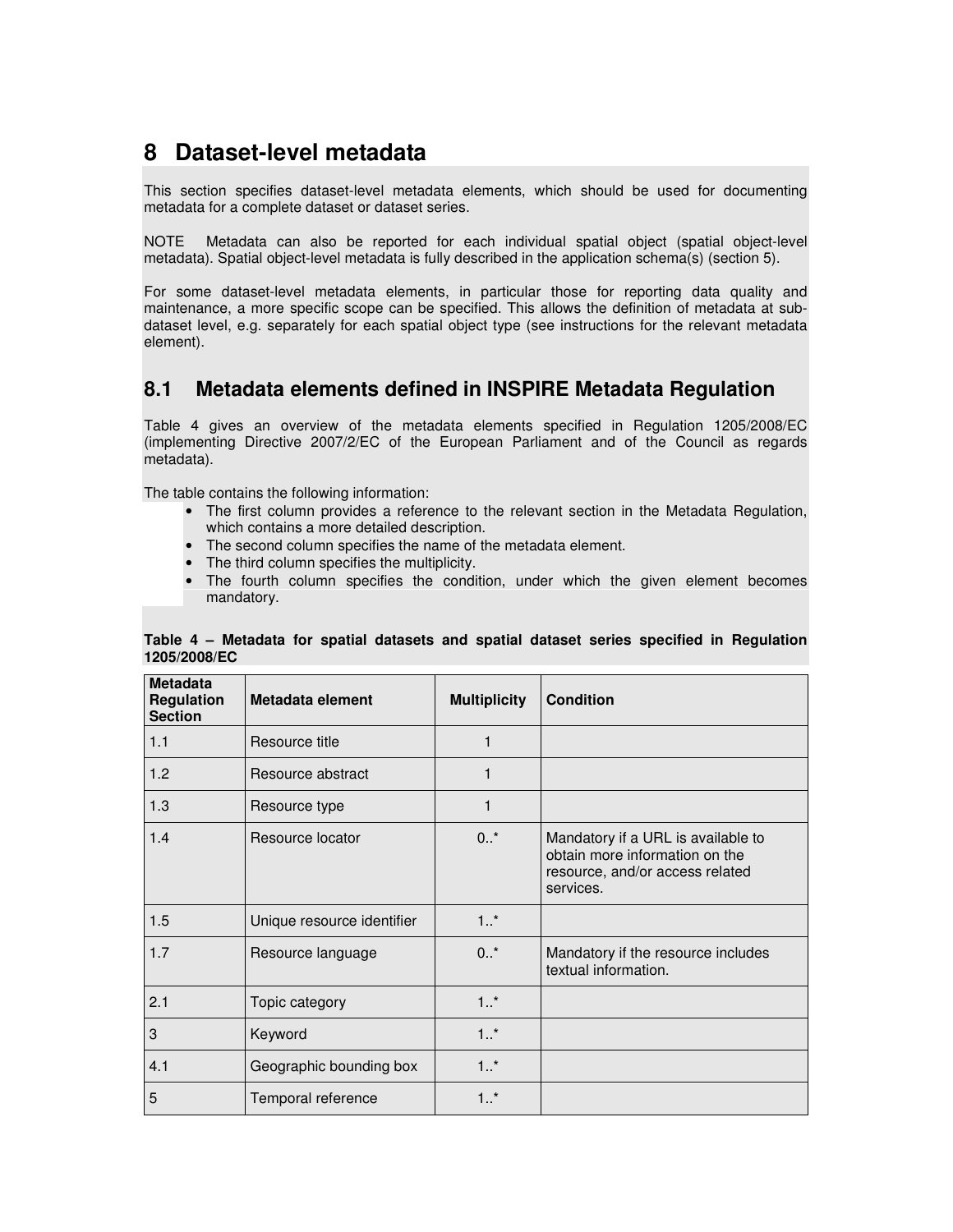# 8 Dataset-level metadata

This section specifies dataset-level metadata elements, which should be used for documenting metadata for a complete dataset or dataset series.

NOTE  Metadata can also be reported for each individual spatial object (spatial object-level metadata). Spatial object-level metadata is fully described in the application schema(s) (section 5).

For some dataset-level metadata elements, in particular those for reporting data quality and maintenance, a more specific scope can be specified. This allows the definition of metadata at sub-dataset level, e.g. separately for each spatial object type (see instructions for the relevant metadata element).

## 8.1 Metadata elements defined in INSPIRE Metadata Regulation

Table 4 gives an overview of the metadata elements specified in Regulation 1205/2008/EC (implementing Directive 2007/2/EC of the European Parliament and of the Council as regards metadata).

The table contains the following information:

- The first column provides a reference to the relevant section in the Metadata Regulation, which contains a more detailed description.
- The second column specifies the name of the metadata element.
- The third column specifies the multiplicity.
- The fourth column specifies the condition, under which the given element becomes mandatory.

**Table 4 – Metadata for spatial datasets and spatial dataset series specified in Regulation 1205/2008/EC**

| Metadata Regulation Section | Metadata element | Multiplicity | Condition |
|---|---|---|---|
| 1.1 | Resource title | 1 | |
| 1.2 | Resource abstract | 1 | |
| 1.3 | Resource type | 1 | |
| 1.4 | Resource locator | 0..* | Mandatory if a URL is available to obtain more information on the resource, and/or access related services. |
| 1.5 | Unique resource identifier | 1..* | |
| 1.7 | Resource language | 0..* | Mandatory if the resource includes textual information. |
| 2.1 | Topic category | 1..* | |
| 3 | Keyword | 1..* | |
| 4.1 | Geographic bounding box | 1..* | |
| 5 | Temporal reference | 1..* | |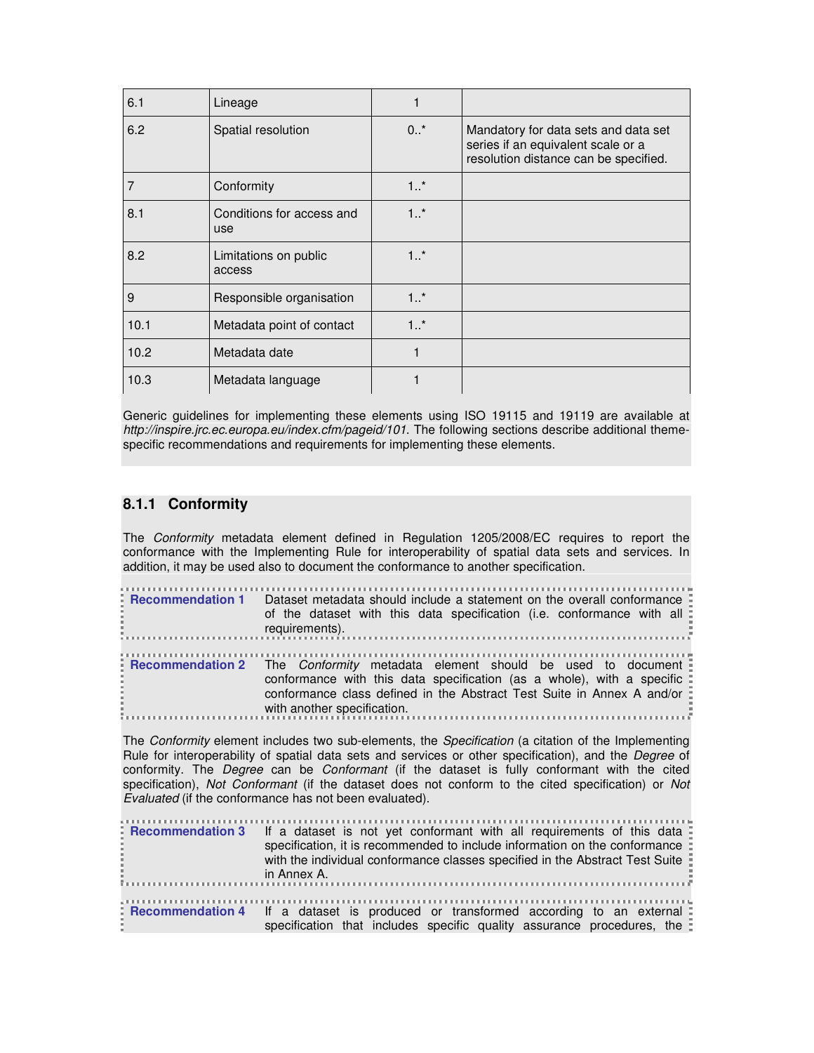| 6.1 | Lineage | 1 | |
|---|---|---|---|
| 6.2 | Spatial resolution | 0..* | Mandatory for data sets and data set series if an equivalent scale or a resolution distance can be specified. |
| 7 | Conformity | 1..* | |
| 8.1 | Conditions for access and use | 1..* | |
| 8.2 | Limitations on public access | 1..* | |
| 9 | Responsible organisation | 1..* | |
| 10.1 | Metadata point of contact | 1..* | |
| 10.2 | Metadata date | 1 | |
| 10.3 | Metadata language | 1 | |

Generic guidelines for implementing these elements using ISO 19115 and 19119 are available at *http://inspire.jrc.ec.europa.eu/index.cfm/pageid/101*. The following sections describe additional theme-specific recommendations and requirements for implementing these elements.

### 8.1.1 Conformity

The *Conformity* metadata element defined in Regulation 1205/2008/EC requires to report the conformance with the Implementing Rule for interoperability of spatial data sets and services. In addition, it may be used also to document the conformance to another specification.

**Recommendation 1** Dataset metadata should include a statement on the overall conformance of the dataset with this data specification (i.e. conformance with all requirements).

**Recommendation 2** The *Conformity* metadata element should be used to document conformance with this data specification (as a whole), with a specific conformance class defined in the Abstract Test Suite in Annex A and/or with another specification.

The *Conformity* element includes two sub-elements, the *Specification* (a citation of the Implementing Rule for interoperability of spatial data sets and services or other specification), and the *Degree* of conformity. The *Degree* can be *Conformant* (if the dataset is fully conformant with the cited specification), *Not Conformant* (if the dataset does not conform to the cited specification) or *Not Evaluated* (if the conformance has not been evaluated).

**Recommendation 3** If a dataset is not yet conformant with all requirements of this data specification, it is recommended to include information on the conformance with the individual conformance classes specified in the Abstract Test Suite in Annex A.

**Recommendation 4** If a dataset is produced or transformed according to an external specification that includes specific quality assurance procedures, the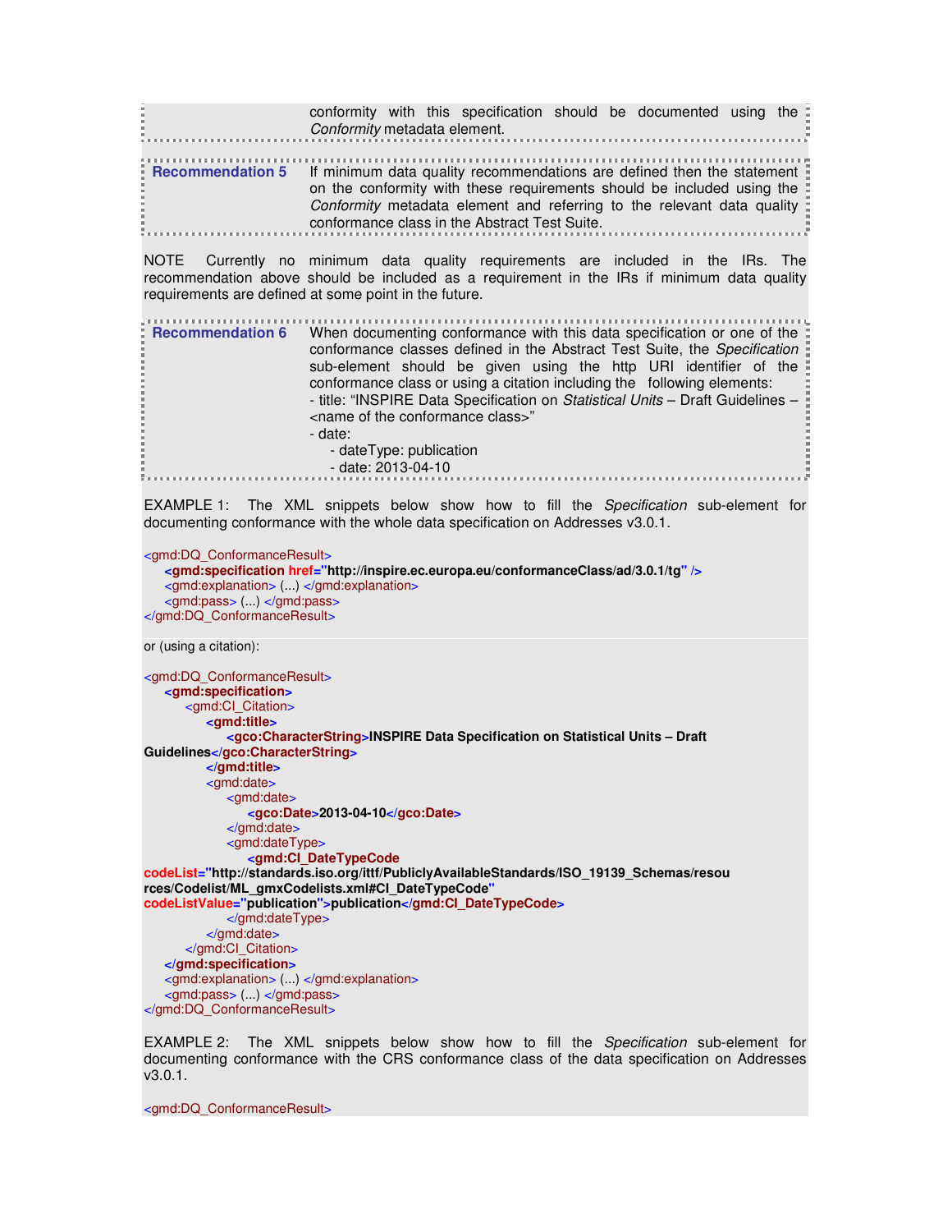conformity with this specification should be documented using the *Conformity* metadata element.

**Recommendation 5** If minimum data quality recommendations are defined then the statement on the conformity with these requirements should be included using the *Conformity* metadata element and referring to the relevant data quality conformance class in the Abstract Test Suite.

NOTE Currently no minimum data quality requirements are included in the IRs. The recommendation above should be included as a requirement in the IRs if minimum data quality requirements are defined at some point in the future.

**Recommendation 6** When documenting conformance with this data specification or one of the conformance classes defined in the Abstract Test Suite, the *Specification* sub-element should be given using the http URI identifier of the conformance class or using a citation including the following elements:
- title: "INSPIRE Data Specification on *Statistical Units* – Draft Guidelines – <name of the conformance class>"
- date:
    - dateType: publication
    - date: 2013-04-10

EXAMPLE 1: The XML snippets below show how to fill the *Specification* sub-element for documenting conformance with the whole data specification on Addresses v3.0.1.

```
<gmd:DQ_ConformanceResult>
    <gmd:specification href="http://inspire.ec.europa.eu/conformanceClass/ad/3.0.1/tg" />
    <gmd:explanation> (...) </gmd:explanation>
    <gmd:pass> (...) </gmd:pass>
</gmd:DQ_ConformanceResult>
```

or (using a citation):

```
<gmd:DQ_ConformanceResult>
    <gmd:specification>
        <gmd:CI_Citation>
            <gmd:title>
                <gco:CharacterString>INSPIRE Data Specification on Statistical Units – Draft
Guidelines</gco:CharacterString>
            </gmd:title>
            <gmd:date>
                <gmd:date>
                    <gco:Date>2013-04-10</gco:Date>
                </gmd:date>
                <gmd:dateType>
                    <gmd:CI_DateTypeCode
codeList="http://standards.iso.org/ittf/PubliclyAvailableStandards/ISO_19139_Schemas/resou
rces/Codelist/ML_gmxCodelists.xml#CI_DateTypeCode"
codeListValue="publication">publication</gmd:CI_DateTypeCode>
                </gmd:dateType>
            </gmd:date>
        </gmd:CI_Citation>
    </gmd:specification>
    <gmd:explanation> (...) </gmd:explanation>
    <gmd:pass> (...) </gmd:pass>
</gmd:DQ_ConformanceResult>
```

EXAMPLE 2: The XML snippets below show how to fill the *Specification* sub-element for documenting conformance with the CRS conformance class of the data specification on Addresses v3.0.1.

```
<gmd:DQ_ConformanceResult>
```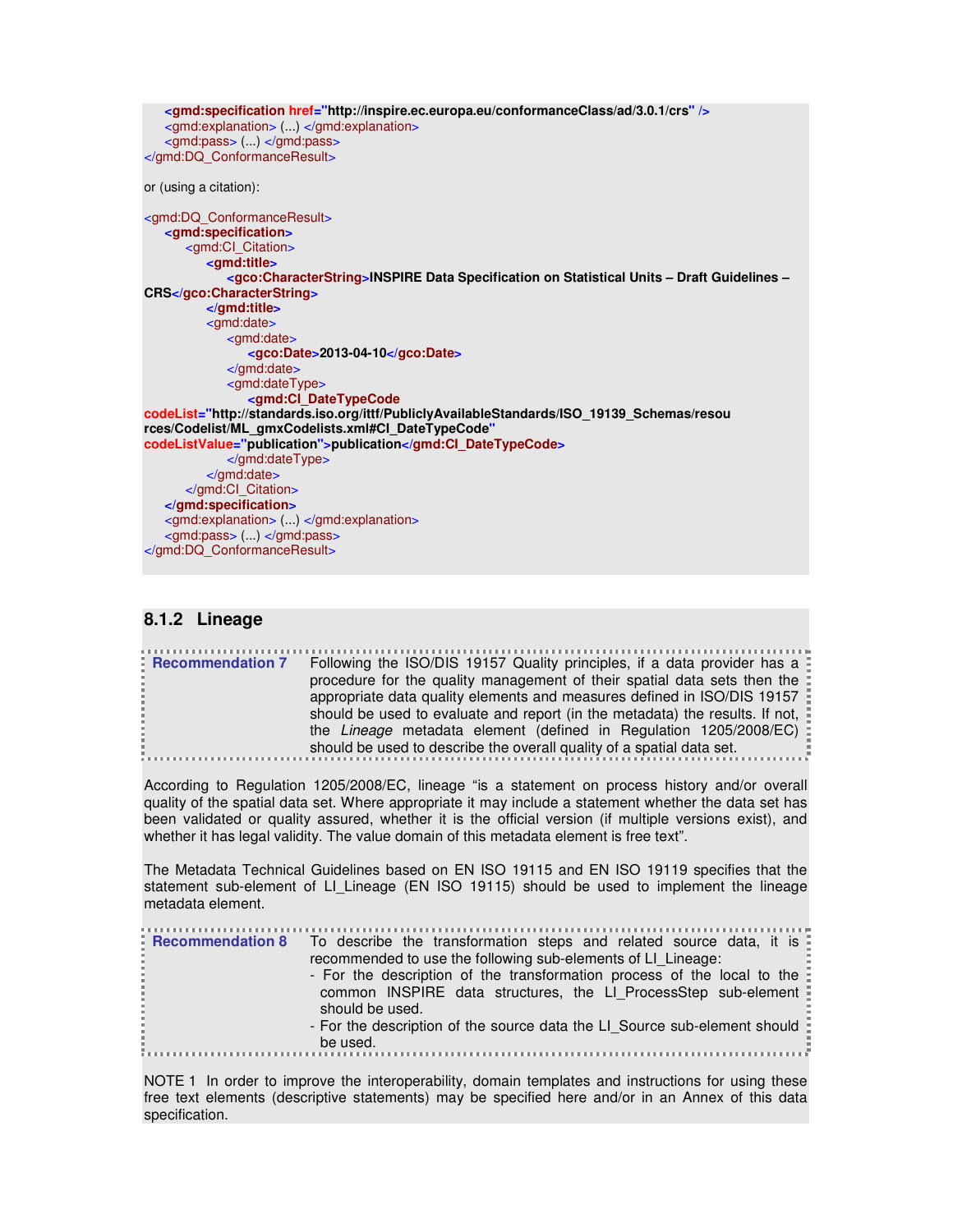```xml
    <gmd:specification href="http://inspire.ec.europa.eu/conformanceClass/ad/3.0.1/crs" />
    <gmd:explanation> (...) </gmd:explanation>
    <gmd:pass> (...) </gmd:pass>
</gmd:DQ_ConformanceResult>
```

or (using a citation):

```xml
<gmd:DQ_ConformanceResult>
    <gmd:specification>
        <gmd:CI_Citation>
            <gmd:title>
                <gco:CharacterString>INSPIRE Data Specification on Statistical Units – Draft Guidelines – CRS</gco:CharacterString>
            </gmd:title>
            <gmd:date>
                <gmd:date>
                    <gco:Date>2013-04-10</gco:Date>
                </gmd:date>
                <gmd:dateType>
                    <gmd:CI_DateTypeCode codeList="http://standards.iso.org/ittf/PubliclyAvailableStandards/ISO_19139_Schemas/resources/Codelist/ML_gmxCodelists.xml#CI_DateTypeCode" codeListValue="publication">publication</gmd:CI_DateTypeCode>
                </gmd:dateType>
            </gmd:date>
        </gmd:CI_Citation>
    </gmd:specification>
    <gmd:explanation> (...) </gmd:explanation>
    <gmd:pass> (...) </gmd:pass>
</gmd:DQ_ConformanceResult>
```

### 8.1.2 Lineage

| **Recommendation 7** | Following the ISO/DIS 19157 Quality principles, if a data provider has a procedure for the quality management of their spatial data sets then the appropriate data quality elements and measures defined in ISO/DIS 19157 should be used to evaluate and report (in the metadata) the results. If not, the *Lineage* metadata element (defined in Regulation 1205/2008/EC) should be used to describe the overall quality of a spatial data set. |
|---|---|

According to Regulation 1205/2008/EC, lineage "is a statement on process history and/or overall quality of the spatial data set. Where appropriate it may include a statement whether the data set has been validated or quality assured, whether it is the official version (if multiple versions exist), and whether it has legal validity. The value domain of this metadata element is free text".

The Metadata Technical Guidelines based on EN ISO 19115 and EN ISO 19119 specifies that the statement sub-element of LI_Lineage (EN ISO 19115) should be used to implement the lineage metadata element.

| **Recommendation 8** | To describe the transformation steps and related source data, it is recommended to use the following sub-elements of LI_Lineage:<br>- For the description of the transformation process of the local to the common INSPIRE data structures, the LI_ProcessStep sub-element should be used.<br>- For the description of the source data the LI_Source sub-element should be used. |
|---|---|

NOTE 1 In order to improve the interoperability, domain templates and instructions for using these free text elements (descriptive statements) may be specified here and/or in an Annex of this data specification.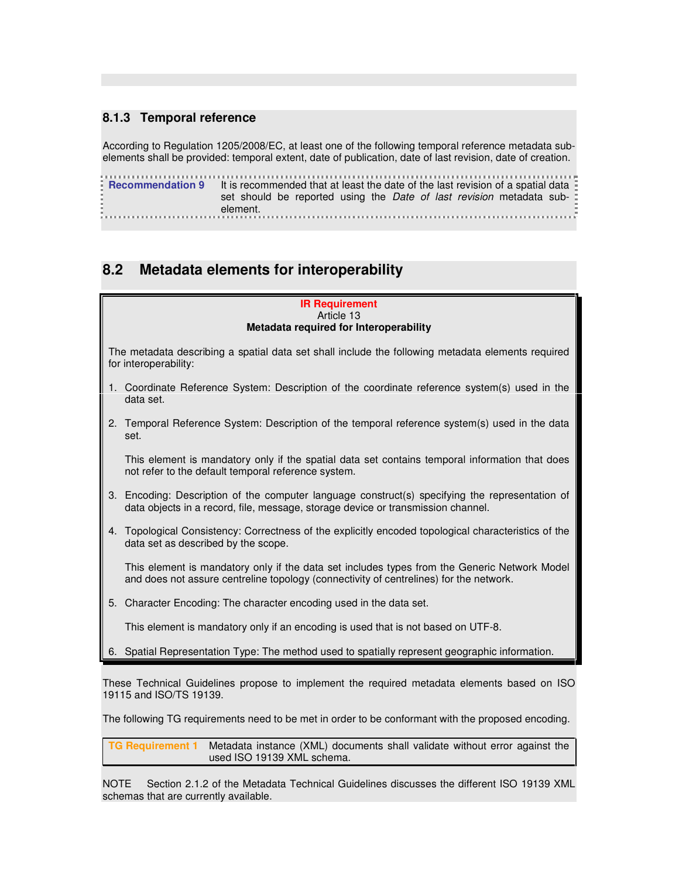### 8.1.3 Temporal reference

According to Regulation 1205/2008/EC, at least one of the following temporal reference metadata sub-elements shall be provided: temporal extent, date of publication, date of last revision, date of creation.

| **Recommendation 9** | It is recommended that at least the date of the last revision of a spatial data set should be reported using the *Date of last revision* metadata sub-element. |
|---|---|

## 8.2 Metadata elements for interoperability

**IR Requirement**
Article 13
**Metadata required for Interoperability**

The metadata describing a spatial data set shall include the following metadata elements required for interoperability:

1. Coordinate Reference System: Description of the coordinate reference system(s) used in the data set.

2. Temporal Reference System: Description of the temporal reference system(s) used in the data set.

   This element is mandatory only if the spatial data set contains temporal information that does not refer to the default temporal reference system.

3. Encoding: Description of the computer language construct(s) specifying the representation of data objects in a record, file, message, storage device or transmission channel.

4. Topological Consistency: Correctness of the explicitly encoded topological characteristics of the data set as described by the scope.

   This element is mandatory only if the data set includes types from the Generic Network Model and does not assure centreline topology (connectivity of centrelines) for the network.

5. Character Encoding: The character encoding used in the data set.

   This element is mandatory only if an encoding is used that is not based on UTF-8.

6. Spatial Representation Type: The method used to spatially represent geographic information.

These Technical Guidelines propose to implement the required metadata elements based on ISO 19115 and ISO/TS 19139.

The following TG requirements need to be met in order to be conformant with the proposed encoding.

| **TG Requirement 1** | Metadata instance (XML) documents shall validate without error against the used ISO 19139 XML schema. |
|---|---|

NOTE Section 2.1.2 of the Metadata Technical Guidelines discusses the different ISO 19139 XML schemas that are currently available.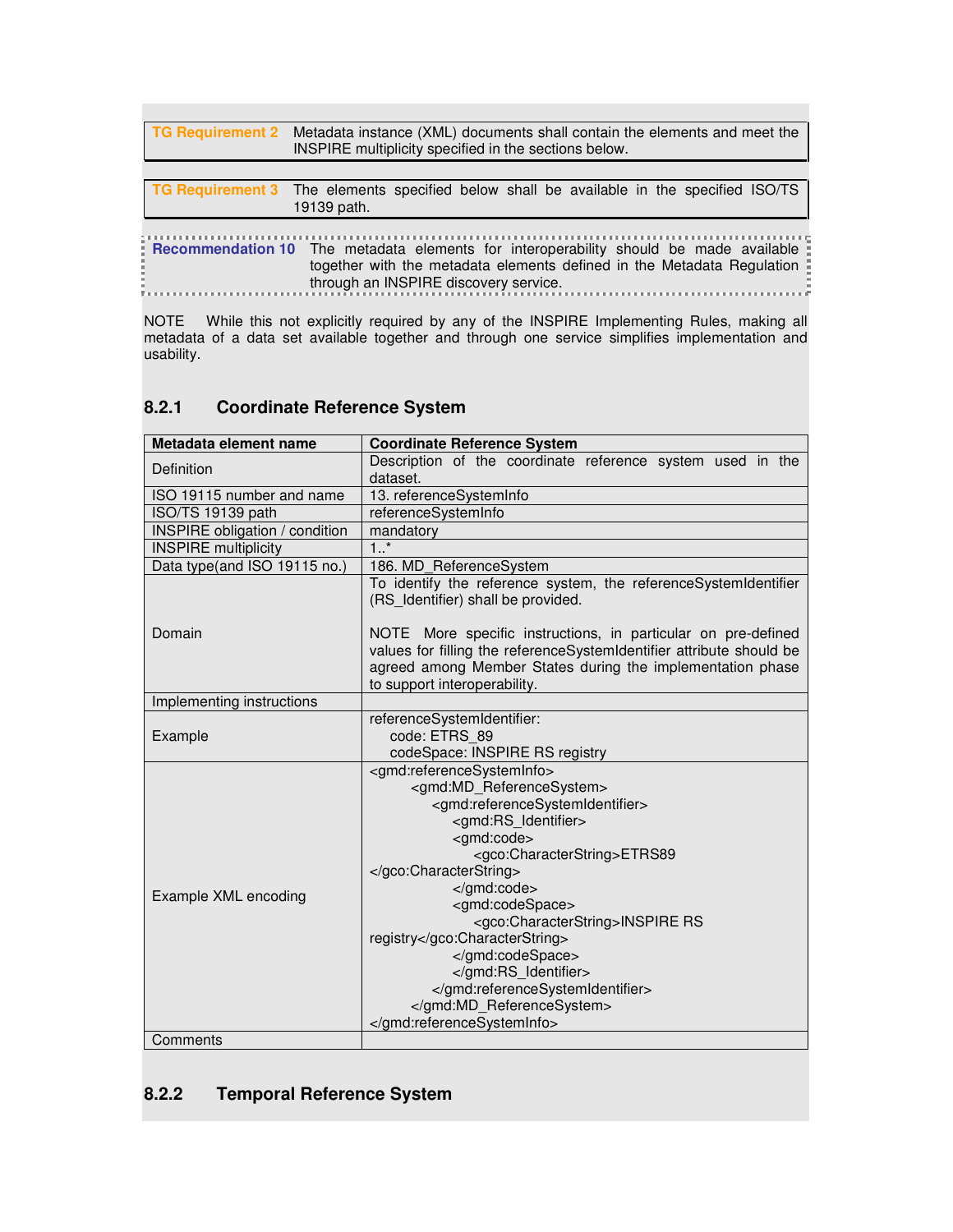| TG Requirement 2 | Metadata instance (XML) documents shall contain the elements and meet the INSPIRE multiplicity specified in the sections below. |
|---|---|

| TG Requirement 3 | The elements specified below shall be available in the specified ISO/TS 19139 path. |
|---|---|

| Recommendation 10 | The metadata elements for interoperability should be made available together with the metadata elements defined in the Metadata Regulation through an INSPIRE discovery service. |
|---|---|

NOTE While this not explicitly required by any of the INSPIRE Implementing Rules, making all metadata of a data set available together and through one service simplifies implementation and usability.

### 8.2.1 Coordinate Reference System

| Metadata element name | Coordinate Reference System |
|---|---|
| Definition | Description of the coordinate reference system used in the dataset. |
| ISO 19115 number and name | 13. referenceSystemInfo |
| ISO/TS 19139 path | referenceSystemInfo |
| INSPIRE obligation / condition | mandatory |
| INSPIRE multiplicity | 1..* |
| Data type(and ISO 19115 no.) | 186. MD_ReferenceSystem |
| Domain | To identify the reference system, the referenceSystemIdentifier (RS_Identifier) shall be provided.<br><br>NOTE More specific instructions, in particular on pre-defined values for filling the referenceSystemIdentifier attribute should be agreed among Member States during the implementation phase to support interoperability. |
| Implementing instructions | |
| Example | referenceSystemIdentifier:<br>code: ETRS_89<br>codeSpace: INSPIRE RS registry |
| Example XML encoding | `<gmd:referenceSystemInfo>`<br>`<gmd:MD_ReferenceSystem>`<br>`<gmd:referenceSystemIdentifier>`<br>`<gmd:RS_Identifier>`<br>`<gmd:code>`<br>`<gco:CharacterString>ETRS89 </gco:CharacterString>`<br>`</gmd:code>`<br>`<gmd:codeSpace>`<br>`<gco:CharacterString>INSPIRE RS registry</gco:CharacterString>`<br>`</gmd:codeSpace>`<br>`</gmd:RS_Identifier>`<br>`</gmd:referenceSystemIdentifier>`<br>`</gmd:MD_ReferenceSystem>`<br>`</gmd:referenceSystemInfo>` |
| Comments | |

### 8.2.2 Temporal Reference System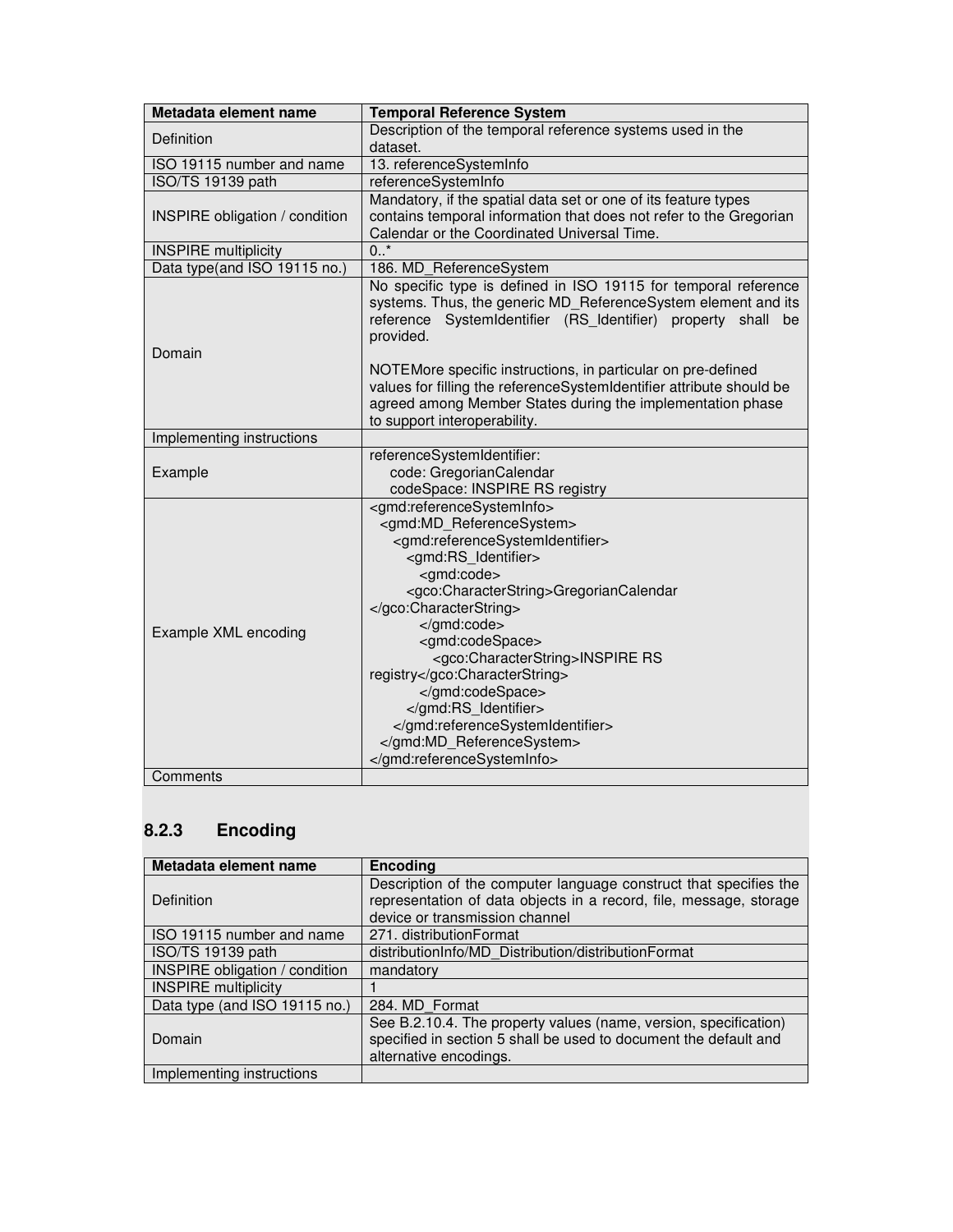| Metadata element name | Temporal Reference System |
| --- | --- |
| Definition | Description of the temporal reference systems used in the dataset. |
| ISO 19115 number and name | 13. referenceSystemInfo |
| ISO/TS 19139 path | referenceSystemInfo |
| INSPIRE obligation / condition | Mandatory, if the spatial data set or one of its feature types contains temporal information that does not refer to the Gregorian Calendar or the Coordinated Universal Time. |
| INSPIRE multiplicity | 0..* |
| Data type(and ISO 19115 no.) | 186. MD_ReferenceSystem |
| Domain | No specific type is defined in ISO 19115 for temporal reference systems. Thus, the generic MD_ReferenceSystem element and its reference SystemIdentifier (RS_Identifier) property shall be provided.<br><br>NOTEMore specific instructions, in particular on pre-defined values for filling the referenceSystemIdentifier attribute should be agreed among Member States during the implementation phase to support interoperability. |
| Implementing instructions | |
| Example | referenceSystemIdentifier:<br>code: GregorianCalendar<br>codeSpace: INSPIRE RS registry |
| Example XML encoding | `<gmd:referenceSystemInfo>`<br>`<gmd:MD_ReferenceSystem>`<br>`<gmd:referenceSystemIdentifier>`<br>`<gmd:RS_Identifier>`<br>`<gmd:code>`<br>`<gco:CharacterString>GregorianCalendar </gco:CharacterString>`<br>`</gmd:code>`<br>`<gmd:codeSpace>`<br>`<gco:CharacterString>INSPIRE RS registry</gco:CharacterString>`<br>`</gmd:codeSpace>`<br>`</gmd:RS_Identifier>`<br>`</gmd:referenceSystemIdentifier>`<br>`</gmd:MD_ReferenceSystem>`<br>`</gmd:referenceSystemInfo>` |
| Comments | |

### 8.2.3 Encoding

| Metadata element name | Encoding |
| --- | --- |
| Definition | Description of the computer language construct that specifies the representation of data objects in a record, file, message, storage device or transmission channel |
| ISO 19115 number and name | 271. distributionFormat |
| ISO/TS 19139 path | distributionInfo/MD_Distribution/distributionFormat |
| INSPIRE obligation / condition | mandatory |
| INSPIRE multiplicity | 1 |
| Data type (and ISO 19115 no.) | 284. MD_Format |
| Domain | See B.2.10.4. The property values (name, version, specification) specified in section 5 shall be used to document the default and alternative encodings. |
| Implementing instructions | |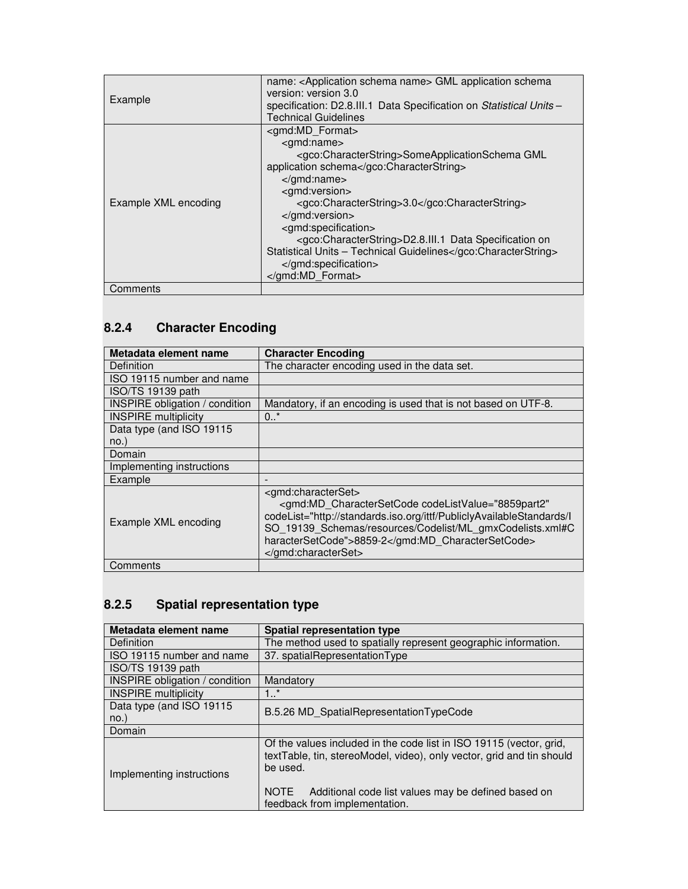| | |
|---|---|
| Example | name: <Application schema name> GML application schema<br>version: version 3.0<br>specification: D2.8.III.1 Data Specification on *Statistical Units* – Technical Guidelines |
| Example XML encoding | <gmd:MD_Format><br>&nbsp;&nbsp;&nbsp;&nbsp;<gmd:name><br>&nbsp;&nbsp;&nbsp;&nbsp;&nbsp;&nbsp;&nbsp;&nbsp;<gco:CharacterString>SomeApplicationSchema GML application schema</gco:CharacterString><br>&nbsp;&nbsp;&nbsp;&nbsp;</gmd:name><br>&nbsp;&nbsp;&nbsp;&nbsp;<gmd:version><br>&nbsp;&nbsp;&nbsp;&nbsp;&nbsp;&nbsp;&nbsp;&nbsp;<gco:CharacterString>3.0</gco:CharacterString><br>&nbsp;&nbsp;&nbsp;&nbsp;</gmd:version><br>&nbsp;&nbsp;&nbsp;&nbsp;<gmd:specification><br>&nbsp;&nbsp;&nbsp;&nbsp;&nbsp;&nbsp;&nbsp;&nbsp;<gco:CharacterString>D2.8.III.1 Data Specification on Statistical Units – Technical Guidelines</gco:CharacterString><br>&nbsp;&nbsp;&nbsp;&nbsp;</gmd:specification><br></gmd:MD_Format> |
| Comments | |

### 8.2.4 Character Encoding

| Metadata element name | Character Encoding |
|---|---|
| Definition | The character encoding used in the data set. |
| ISO 19115 number and name | |
| ISO/TS 19139 path | |
| INSPIRE obligation / condition | Mandatory, if an encoding is used that is not based on UTF-8. |
| INSPIRE multiplicity | 0..* |
| Data type (and ISO 19115 no.) | |
| Domain | |
| Implementing instructions | |
| Example | - |
| Example XML encoding | <gmd:characterSet><br>&nbsp;&nbsp;&nbsp;&nbsp;<gmd:MD_CharacterSetCode codeListValue="8859part2" codeList="http://standards.iso.org/ittf/PubliclyAvailableStandards/ISO_19139_Schemas/resources/Codelist/ML_gmxCodelists.xml#CharacterSetCode">8859-2</gmd:MD_CharacterSetCode><br></gmd:characterSet> |
| Comments | |

### 8.2.5 Spatial representation type

| Metadata element name | Spatial representation type |
|---|---|
| Definition | The method used to spatially represent geographic information. |
| ISO 19115 number and name | 37. spatialRepresentationType |
| ISO/TS 19139 path | |
| INSPIRE obligation / condition | Mandatory |
| INSPIRE multiplicity | 1..* |
| Data type (and ISO 19115 no.) | B.5.26 MD_SpatialRepresentationTypeCode |
| Domain | |
| Implementing instructions | Of the values included in the code list in ISO 19115 (vector, grid, textTable, tin, stereoModel, video), only vector, grid and tin should be used.<br><br>NOTE Additional code list values may be defined based on feedback from implementation. |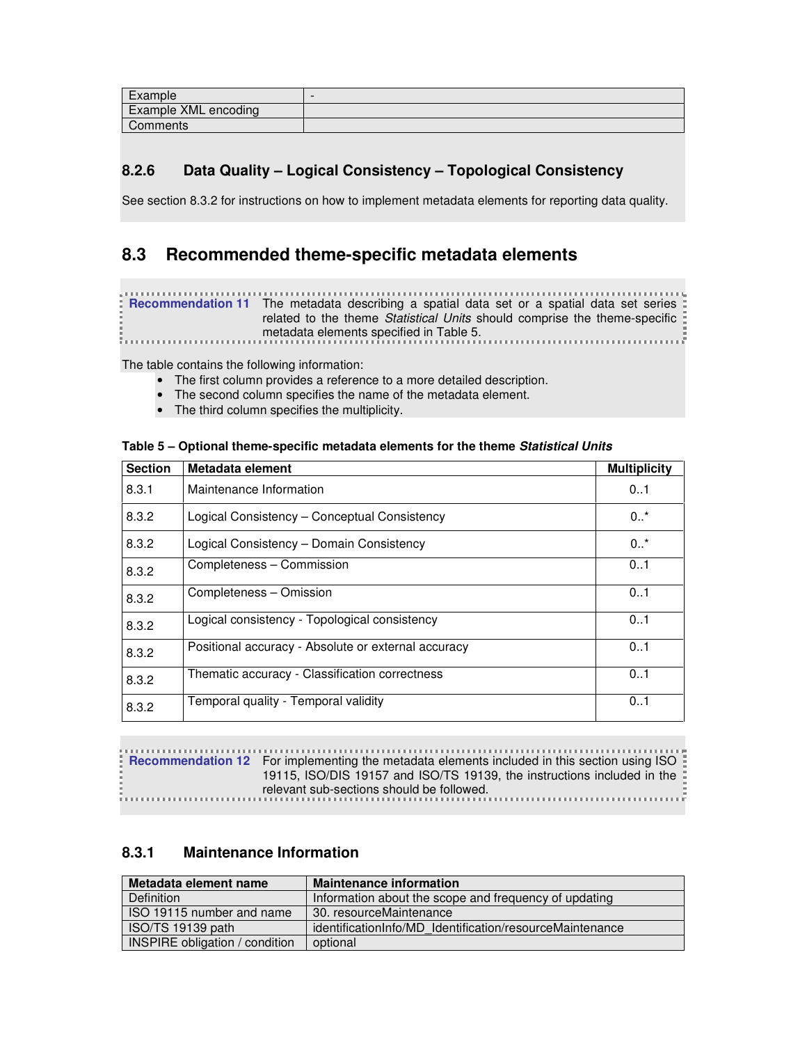| Example | - |
| --- | --- |
| Example XML encoding | |
| Comments | |

### 8.2.6 Data Quality – Logical Consistency – Topological Consistency

See section 8.3.2 for instructions on how to implement metadata elements for reporting data quality.

## 8.3 Recommended theme-specific metadata elements

**Recommendation 11** The metadata describing a spatial data set or a spatial data set series related to the theme *Statistical Units* should comprise the theme-specific metadata elements specified in Table 5.

The table contains the following information:

- The first column provides a reference to a more detailed description.
- The second column specifies the name of the metadata element.
- The third column specifies the multiplicity.

**Table 5 – Optional theme-specific metadata elements for the theme *Statistical Units***

| Section | Metadata element | Multiplicity |
| --- | --- | --- |
| 8.3.1 | Maintenance Information | 0..1 |
| 8.3.2 | Logical Consistency – Conceptual Consistency | 0..* |
| 8.3.2 | Logical Consistency – Domain Consistency | 0..* |
| 8.3.2 | Completeness – Commission | 0..1 |
| 8.3.2 | Completeness – Omission | 0..1 |
| 8.3.2 | Logical consistency - Topological consistency | 0..1 |
| 8.3.2 | Positional accuracy - Absolute or external accuracy | 0..1 |
| 8.3.2 | Thematic accuracy - Classification correctness | 0..1 |
| 8.3.2 | Temporal quality - Temporal validity | 0..1 |

**Recommendation 12** For implementing the metadata elements included in this section using ISO 19115, ISO/DIS 19157 and ISO/TS 19139, the instructions included in the relevant sub-sections should be followed.

### 8.3.1 Maintenance Information

| Metadata element name | Maintenance information |
| --- | --- |
| Definition | Information about the scope and frequency of updating |
| ISO 19115 number and name | 30. resourceMaintenance |
| ISO/TS 19139 path | identificationInfo/MD_Identification/resourceMaintenance |
| INSPIRE obligation / condition | optional |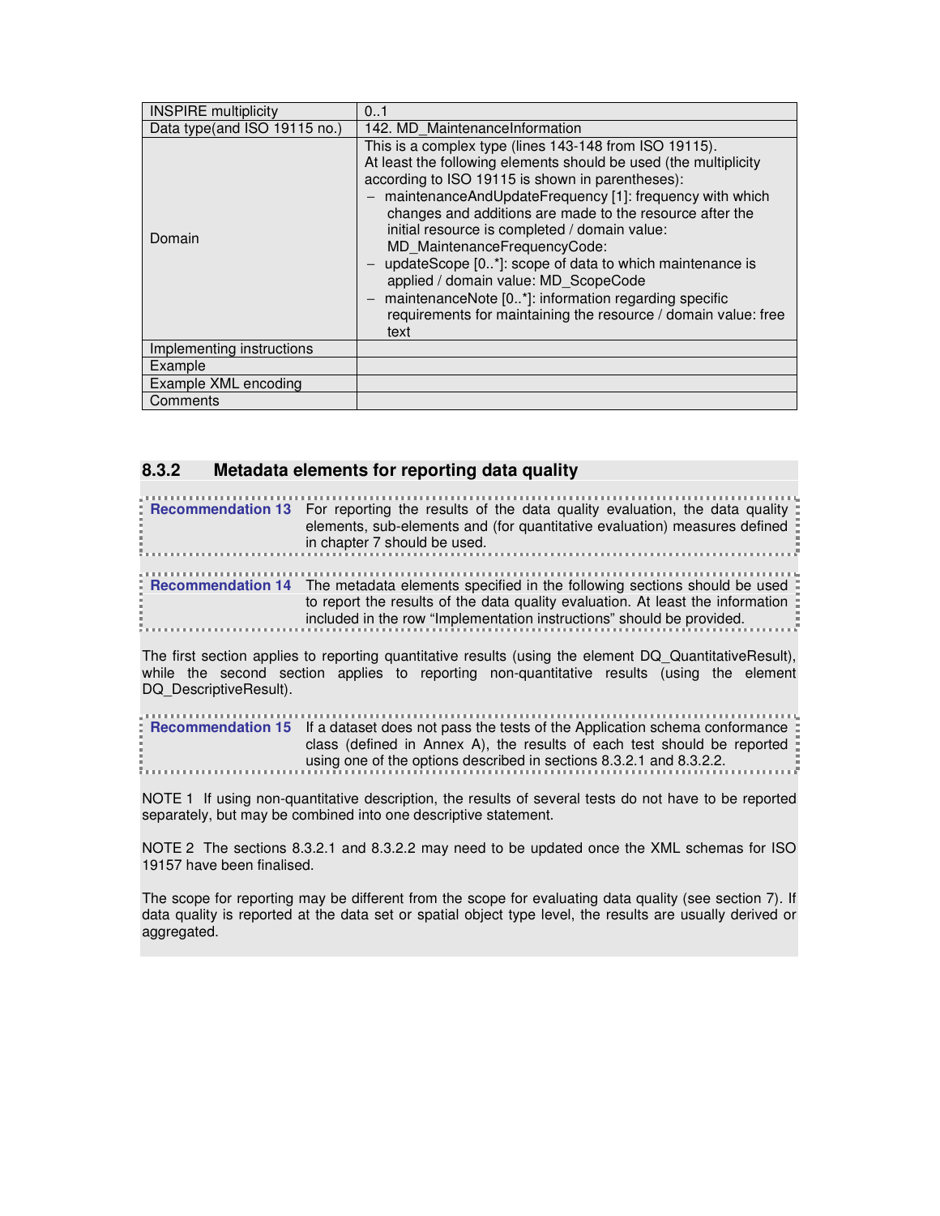| INSPIRE multiplicity | 0..1 |
|---|---|
| Data type(and ISO 19115 no.) | 142. MD_MaintenanceInformation |
| Domain | This is a complex type (lines 143-148 from ISO 19115).<br>At least the following elements should be used (the multiplicity according to ISO 19115 is shown in parentheses):<br>– maintenanceAndUpdateFrequency [1]: frequency with which changes and additions are made to the resource after the initial resource is completed / domain value: MD_MaintenanceFrequencyCode:<br>– updateScope [0..*]: scope of data to which maintenance is applied / domain value: MD_ScopeCode<br>– maintenanceNote [0..*]: information regarding specific requirements for maintaining the resource / domain value: free text |
| Implementing instructions | |
| Example | |
| Example XML encoding | |
| Comments | |

### 8.3.2 Metadata elements for reporting data quality

**Recommendation 13** For reporting the results of the data quality evaluation, the data quality elements, sub-elements and (for quantitative evaluation) measures defined in chapter 7 should be used.

**Recommendation 14** The metadata elements specified in the following sections should be used to report the results of the data quality evaluation. At least the information included in the row "Implementation instructions" should be provided.

The first section applies to reporting quantitative results (using the element DQ_QuantitativeResult), while the second section applies to reporting non-quantitative results (using the element DQ_DescriptiveResult).

**Recommendation 15** If a dataset does not pass the tests of the Application schema conformance class (defined in Annex A), the results of each test should be reported using one of the options described in sections 8.3.2.1 and 8.3.2.2.

NOTE 1 If using non-quantitative description, the results of several tests do not have to be reported separately, but may be combined into one descriptive statement.

NOTE 2 The sections 8.3.2.1 and 8.3.2.2 may need to be updated once the XML schemas for ISO 19157 have been finalised.

The scope for reporting may be different from the scope for evaluating data quality (see section 7). If data quality is reported at the data set or spatial object type level, the results are usually derived or aggregated.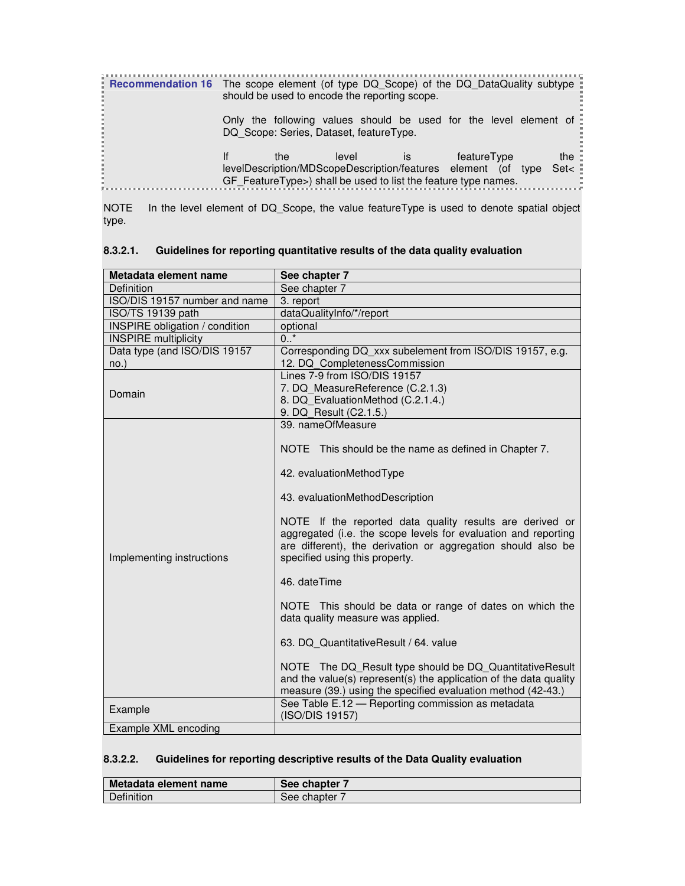| **Recommendation 16** | The scope element (of type DQ_Scope) of the DQ_DataQuality subtype should be used to encode the reporting scope.<br><br>Only the following values should be used for the level element of DQ_Scope: Series, Dataset, featureType.<br><br>If the level is featureType the levelDescription/MDScopeDescription/features element (of type Set< GF_FeatureType>) shall be used to list the feature type names. |
|---|---|

NOTE In the level element of DQ_Scope, the value featureType is used to denote spatial object type.

#### 8.3.2.1. Guidelines for reporting quantitative results of the data quality evaluation

| **Metadata element name** | **See chapter 7** |
|---|---|
| Definition | See chapter 7 |
| ISO/DIS 19157 number and name | 3. report |
| ISO/TS 19139 path | dataQualityInfo/*/report |
| INSPIRE obligation / condition | optional |
| INSPIRE multiplicity | 0..* |
| Data type (and ISO/DIS 19157 no.) | Corresponding DQ_xxx subelement from ISO/DIS 19157, e.g. 12. DQ_CompletenessCommission |
| Domain | Lines 7-9 from ISO/DIS 19157<br>7. DQ_MeasureReference (C.2.1.3)<br>8. DQ_EvaluationMethod (C.2.1.4.)<br>9. DQ_Result (C2.1.5.) |
| Implementing instructions | 39. nameOfMeasure<br><br>NOTE This should be the name as defined in Chapter 7.<br><br>42. evaluationMethodType<br><br>43. evaluationMethodDescription<br><br>NOTE If the reported data quality results are derived or aggregated (i.e. the scope levels for evaluation and reporting are different), the derivation or aggregation should also be specified using this property.<br><br>46. dateTime<br><br>NOTE This should be data or range of dates on which the data quality measure was applied.<br><br>63. DQ_QuantitativeResult / 64. value<br><br>NOTE The DQ_Result type should be DQ_QuantitativeResult and the value(s) represent(s) the application of the data quality measure (39.) using the specified evaluation method (42-43.) |
| Example | See Table E.12 — Reporting commission as metadata (ISO/DIS 19157) |
| Example XML encoding | |

#### 8.3.2.2. Guidelines for reporting descriptive results of the Data Quality evaluation

| **Metadata element name** | **See chapter 7** |
|---|---|
| Definition | See chapter 7 |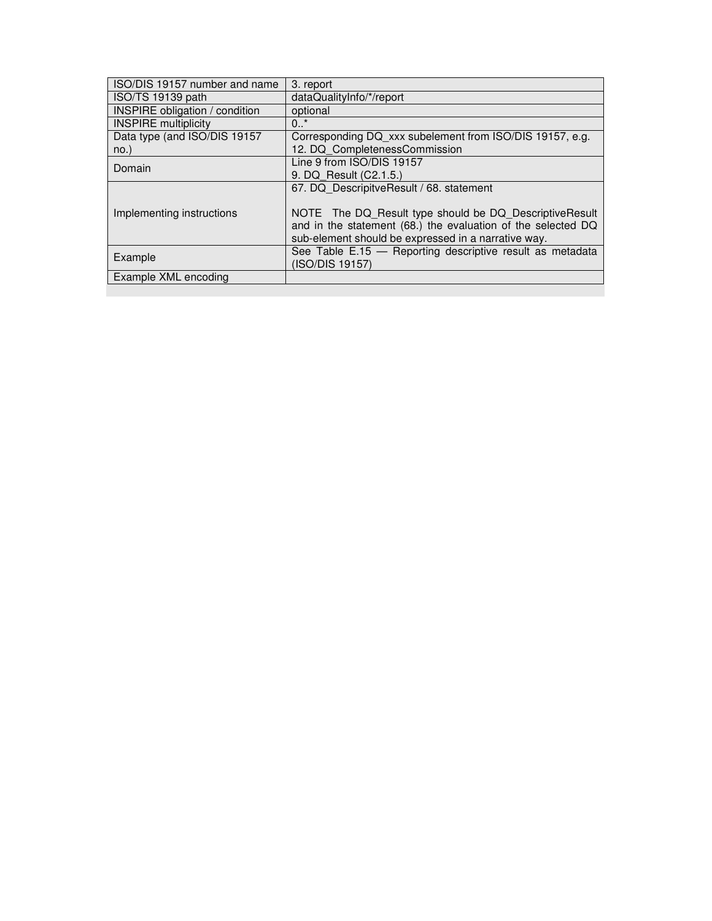| | |
|---|---|
| ISO/DIS 19157 number and name | 3. report |
| ISO/TS 19139 path | dataQualityInfo/*/report |
| INSPIRE obligation / condition | optional |
| INSPIRE multiplicity | 0..* |
| Data type (and ISO/DIS 19157 no.) | Corresponding DQ_xxx subelement from ISO/DIS 19157, e.g. 12. DQ_CompletenessCommission |
| Domain | Line 9 from ISO/DIS 19157<br>9. DQ_Result (C2.1.5.) |
| Implementing instructions | 67. DQ_DescripitveResult / 68. statement<br><br>NOTE The DQ_Result type should be DQ_DescriptiveResult and in the statement (68.) the evaluation of the selected DQ sub-element should be expressed in a narrative way. |
| Example | See Table E.15 — Reporting descriptive result as metadata (ISO/DIS 19157) |
| Example XML encoding | |